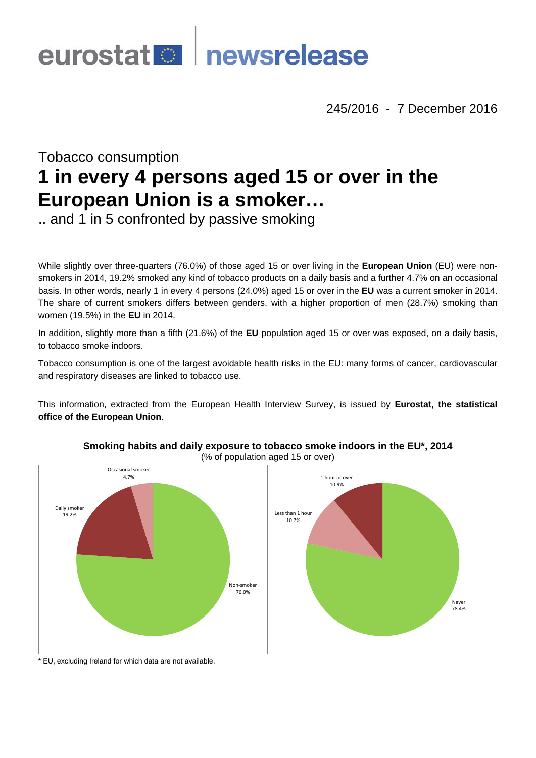eurostat | newsrelease

245/2016 - 7 December 2016

## Tobacco consumption

# 1 in every 4 persons aged 15 or over in the European Union is a smoker…

.. and 1 in 5 confronted by passive smoking

While slightly over three-quarters (76.0%) of those aged 15 or over living in the **European Union** (EU) were non-smokers in 2014, 19.2% smoked any kind of tobacco products on a daily basis and a further 4.7% on an occasional basis. In other words, nearly 1 in every 4 persons (24.0%) aged 15 or over in the **EU** was a current smoker in 2014. The share of current smokers differs between genders, with a higher proportion of men (28.7%) smoking than women (19.5%) in the **EU** in 2014.

In addition, slightly more than a fifth (21.6%) of the **EU** population aged 15 or over was exposed, on a daily basis, to tobacco smoke indoors.

Tobacco consumption is one of the largest avoidable health risks in the EU: many forms of cancer, cardiovascular and respiratory diseases are linked to tobacco use.

This information, extracted from the European Health Interview Survey, is issued by **Eurostat, the statistical office of the European Union**.

**Smoking habits and daily exposure to tobacco smoke indoors in the EU\*, 2014**
(% of population aged 15 or over)

| Smoking habits | % |
|---|---|
| Non-smoker | 76.0% |
| Daily smoker | 19.2% |
| Occasional smoker | 4.7% |

| Daily exposure to tobacco smoke indoors | % |
|---|---|
| Never | 78.4% |
| Less than 1 hour | 10.7% |
| 1 hour or over | 10.9% |

\* EU, excluding Ireland for which data are not available.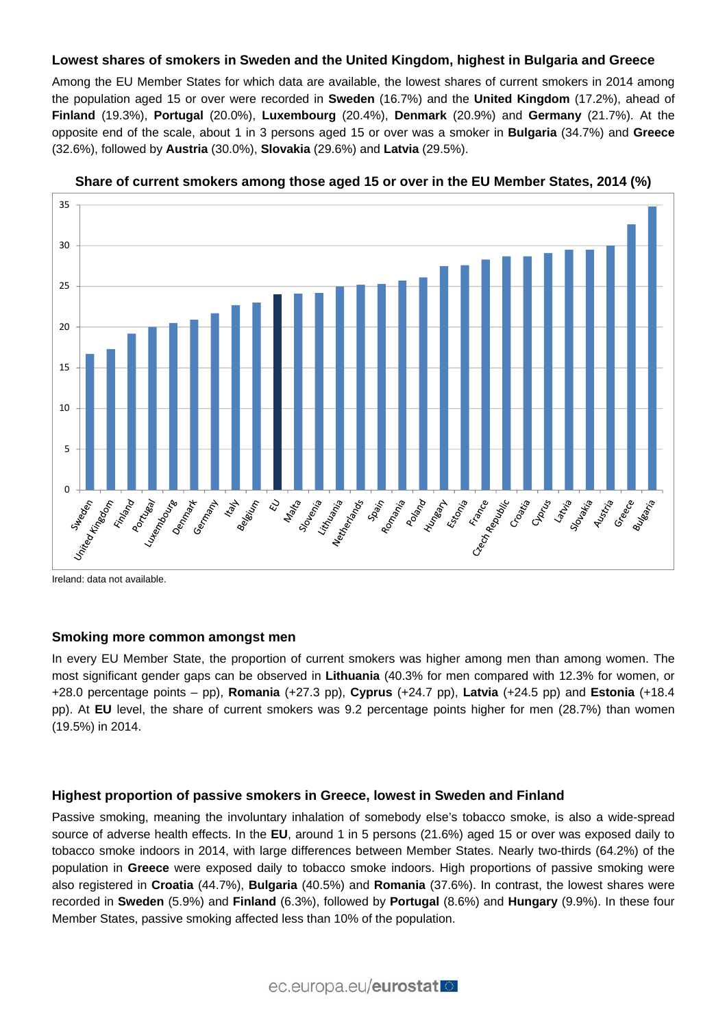### Lowest shares of smokers in Sweden and the United Kingdom, highest in Bulgaria and Greece

Among the EU Member States for which data are available, the lowest shares of current smokers in 2014 among the population aged 15 or over were recorded in **Sweden** (16.7%) and the **United Kingdom** (17.2%), ahead of **Finland** (19.3%), **Portugal** (20.0%), **Luxembourg** (20.4%), **Denmark** (20.9%) and **Germany** (21.7%). At the opposite end of the scale, about 1 in 3 persons aged 15 or over was a smoker in **Bulgaria** (34.7%) and **Greece** (32.6%), followed by **Austria** (30.0%), **Slovakia** (29.6%) and **Latvia** (29.5%).

**Share of current smokers among those aged 15 or over in the EU Member States, 2014 (%)**

35
30
25
20
15
10
5
0

Sweden, United Kingdom, Finland, Portugal, Luxembourg, Denmark, Germany, Italy, Belgium, EU, Malta, Slovenia, Lithuania, Netherlands, Spain, Romania, Poland, Hungary, Estonia, France, Czech Republic, Croatia, Cyprus, Latvia, Slovakia, Austria, Greece, Bulgaria

Ireland: data not available.

### Smoking more common amongst men

In every EU Member State, the proportion of current smokers was higher among men than among women. The most significant gender gaps can be observed in **Lithuania** (40.3% for men compared with 12.3% for women, or +28.0 percentage points – pp), **Romania** (+27.3 pp), **Cyprus** (+24.7 pp), **Latvia** (+24.5 pp) and **Estonia** (+18.4 pp). At **EU** level, the share of current smokers was 9.2 percentage points higher for men (28.7%) than women (19.5%) in 2014.

### Highest proportion of passive smokers in Greece, lowest in Sweden and Finland

Passive smoking, meaning the involuntary inhalation of somebody else's tobacco smoke, is also a wide-spread source of adverse health effects. In the **EU**, around 1 in 5 persons (21.6%) aged 15 or over was exposed daily to tobacco smoke indoors in 2014, with large differences between Member States. Nearly two-thirds (64.2%) of the population in **Greece** were exposed daily to tobacco smoke indoors. High proportions of passive smoking were also registered in **Croatia** (44.7%), **Bulgaria** (40.5%) and **Romania** (37.6%). In contrast, the lowest shares were recorded in **Sweden** (5.9%) and **Finland** (6.3%), followed by **Portugal** (8.6%) and **Hungary** (9.9%). In these four Member States, passive smoking affected less than 10% of the population.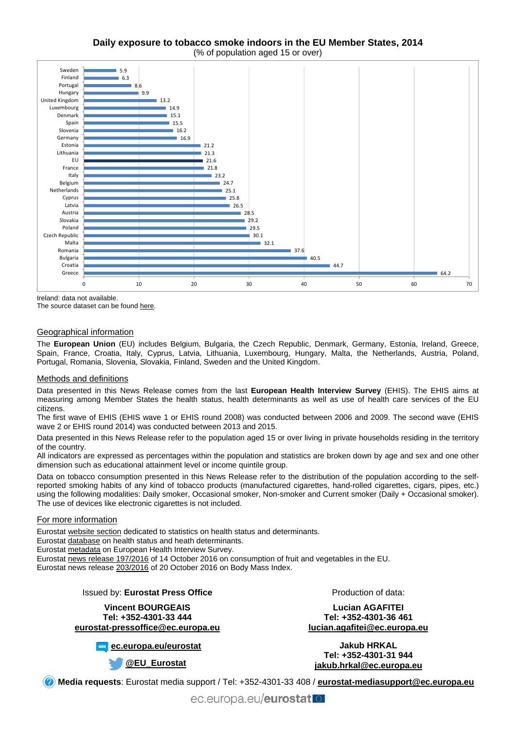**Daily exposure to tobacco smoke indoors in the EU Member States, 2014**
(% of population aged 15 or over)

Sweden 5.9
Finland 6.3
Portugal 8.6
Hungary 9.9
United Kingdom 13.2
Luxembourg 14.9
Denmark 15.1
Spain 15.5
Slovenia 16.2
Germany 16.9
Estonia 21.2
Lithuania 21.3
EU 21.6
France 21.8
Italy 23.2
Belgium 24.7
Netherlands 25.1
Cyprus 25.8
Latvia 26.5
Austria 28.5
Slovakia 29.2
Poland 29.5
Czech Republic 30.1
Malta 32.1
Romania 37.6
Bulgaria 40.5
Croatia 44.7
Greece 64.2

0 10 20 30 40 50 60 70

Ireland: data not available.
The source dataset can be found here.

## Geographical information

The **European Union** (EU) includes Belgium, Bulgaria, the Czech Republic, Denmark, Germany, Estonia, Ireland, Greece, Spain, France, Croatia, Italy, Cyprus, Latvia, Lithuania, Luxembourg, Hungary, Malta, the Netherlands, Austria, Poland, Portugal, Romania, Slovenia, Slovakia, Finland, Sweden and the United Kingdom.

## Methods and definitions

Data presented in this News Release comes from the last **European Health Interview Survey** (EHIS). The EHIS aims at measuring among Member States the health status, health determinants as well as use of health care services of the EU citizens.
The first wave of EHIS (EHIS wave 1 or EHIS round 2008) was conducted between 2006 and 2009. The second wave (EHIS wave 2 or EHIS round 2014) was conducted between 2013 and 2015.

Data presented in this News Release refer to the population aged 15 or over living in private households residing in the territory of the country.
All indicators are expressed as percentages within the population and statistics are broken down by age and sex and one other dimension such as educational attainment level or income quintile group.

Data on tobacco consumption presented in this News Release refer to the distribution of the population according to the self-reported smoking habits of any kind of tobacco products (manufactured cigarettes, hand-rolled cigarettes, cigars, pipes, etc.) using the following modalities: Daily smoker, Occasional smoker, Non-smoker and Current smoker (Daily + Occasional smoker). The use of devices like electronic cigarettes is not included.

## For more information

Eurostat website section dedicated to statistics on health status and determinants.
Eurostat database on health status and heath determinants.
Eurostat metadata on European Health Interview Survey.
Eurostat news release 197/2016 of 14 October 2016 on consumption of fruit and vegetables in the EU.
Eurostat news release 203/2016 of 20 October 2016 on Body Mass Index.

Issued by: **Eurostat Press Office**

**Vincent BOURGEAIS**
**Tel: +352-4301-33 444**
**eurostat-pressoffice@ec.europa.eu**

**ec.europa.eu/eurostat**

**@EU_Eurostat**

Production of data:

**Lucian AGAFITEI**
**Tel: +352-4301-36 461**
**lucian.agafitei@ec.europa.eu**

**Jakub HRKAL**
**Tel: +352-4301-31 944**
**jakub.hrkal@ec.europa.eu**

**Media requests**: Eurostat media support / Tel: +352-4301-33 408 / **eurostat-mediasupport@ec.europa.eu**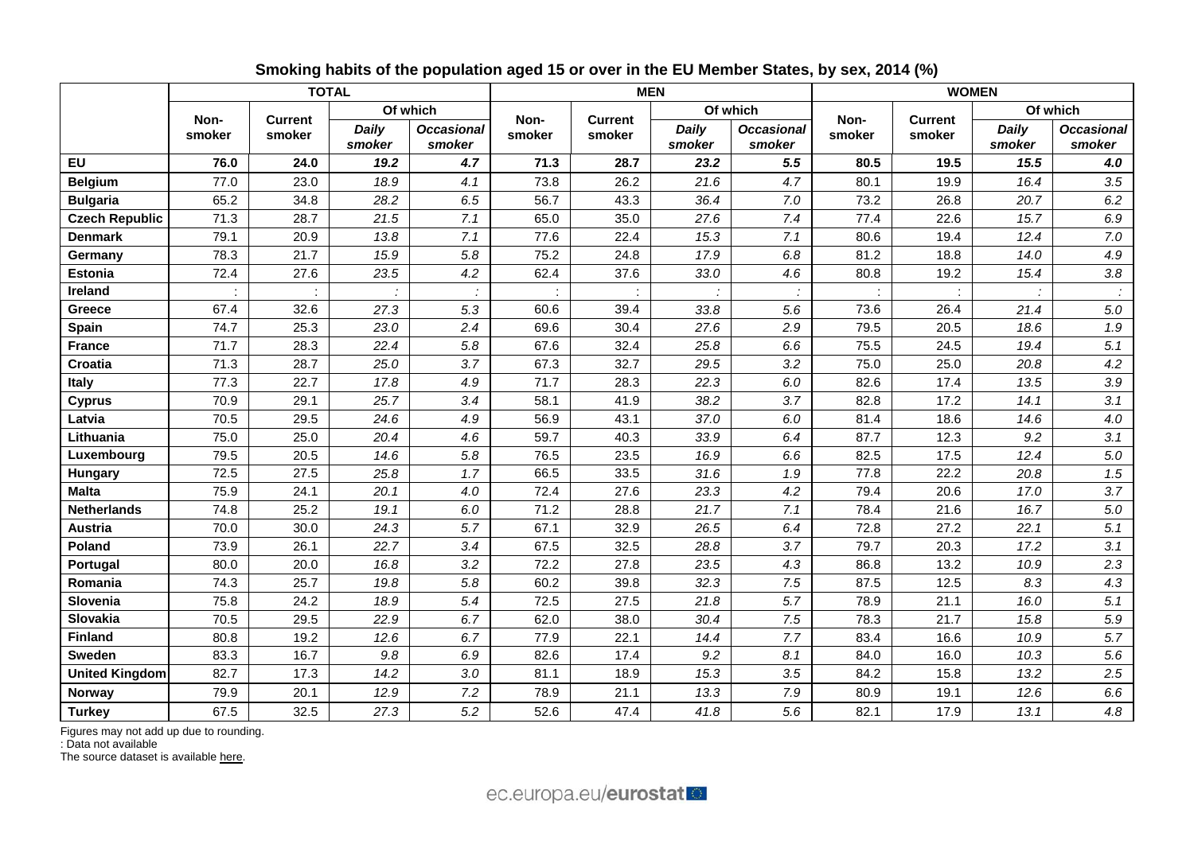**Smoking habits of the population aged 15 or over in the EU Member States, by sex, 2014 (%)**

| | TOTAL | | | | MEN | | | | WOMEN | | | |
|---|---|---|---|---|---|---|---|---|---|---|---|---|
| | Non-smoker | Current smoker | Of which | | Non-smoker | Current smoker | Of which | | Non-smoker | Current smoker | Of which | |
| | | | *Daily smoker* | *Occasional smoker* | | | *Daily smoker* | *Occasional smoker* | | | *Daily smoker* | *Occasional smoker* |
| **EU** | **76.0** | **24.0** | ***19.2*** | ***4.7*** | **71.3** | **28.7** | ***23.2*** | ***5.5*** | **80.5** | **19.5** | ***15.5*** | ***4.0*** |
| **Belgium** | 77.0 | 23.0 | *18.9* | *4.1* | 73.8 | 26.2 | *21.6* | *4.7* | 80.1 | 19.9 | *16.4* | *3.5* |
| **Bulgaria** | 65.2 | 34.8 | *28.2* | *6.5* | 56.7 | 43.3 | *36.4* | *7.0* | 73.2 | 26.8 | *20.7* | *6.2* |
| **Czech Republic** | 71.3 | 28.7 | *21.5* | *7.1* | 65.0 | 35.0 | *27.6* | *7.4* | 77.4 | 22.6 | *15.7* | *6.9* |
| **Denmark** | 79.1 | 20.9 | *13.8* | *7.1* | 77.6 | 22.4 | *15.3* | *7.1* | 80.6 | 19.4 | *12.4* | *7.0* |
| **Germany** | 78.3 | 21.7 | *15.9* | *5.8* | 75.2 | 24.8 | *17.9* | *6.8* | 81.2 | 18.8 | *14.0* | *4.9* |
| **Estonia** | 72.4 | 27.6 | *23.5* | *4.2* | 62.4 | 37.6 | *33.0* | *4.6* | 80.8 | 19.2 | *15.4* | *3.8* |
| **Ireland** | : | : | *:* | *:* | : | : | *:* | *:* | : | : | *:* | *:* |
| **Greece** | 67.4 | 32.6 | *27.3* | *5.3* | 60.6 | 39.4 | *33.8* | *5.6* | 73.6 | 26.4 | *21.4* | *5.0* |
| **Spain** | 74.7 | 25.3 | *23.0* | *2.4* | 69.6 | 30.4 | *27.6* | *2.9* | 79.5 | 20.5 | *18.6* | *1.9* |
| **France** | 71.7 | 28.3 | *22.4* | *5.8* | 67.6 | 32.4 | *25.8* | *6.6* | 75.5 | 24.5 | *19.4* | *5.1* |
| **Croatia** | 71.3 | 28.7 | *25.0* | *3.7* | 67.3 | 32.7 | *29.5* | *3.2* | 75.0 | 25.0 | *20.8* | *4.2* |
| **Italy** | 77.3 | 22.7 | *17.8* | *4.9* | 71.7 | 28.3 | *22.3* | *6.0* | 82.6 | 17.4 | *13.5* | *3.9* |
| **Cyprus** | 70.9 | 29.1 | *25.7* | *3.4* | 58.1 | 41.9 | *38.2* | *3.7* | 82.8 | 17.2 | *14.1* | *3.1* |
| **Latvia** | 70.5 | 29.5 | *24.6* | *4.9* | 56.9 | 43.1 | *37.0* | *6.0* | 81.4 | 18.6 | *14.6* | *4.0* |
| **Lithuania** | 75.0 | 25.0 | *20.4* | *4.6* | 59.7 | 40.3 | *33.9* | *6.4* | 87.7 | 12.3 | *9.2* | *3.1* |
| **Luxembourg** | 79.5 | 20.5 | *14.6* | *5.8* | 76.5 | 23.5 | *16.9* | *6.6* | 82.5 | 17.5 | *12.4* | *5.0* |
| **Hungary** | 72.5 | 27.5 | *25.8* | *1.7* | 66.5 | 33.5 | *31.6* | *1.9* | 77.8 | 22.2 | *20.8* | *1.5* |
| **Malta** | 75.9 | 24.1 | *20.1* | *4.0* | 72.4 | 27.6 | *23.3* | *4.2* | 79.4 | 20.6 | *17.0* | *3.7* |
| **Netherlands** | 74.8 | 25.2 | *19.1* | *6.0* | 71.2 | 28.8 | *21.7* | *7.1* | 78.4 | 21.6 | *16.7* | *5.0* |
| **Austria** | 70.0 | 30.0 | *24.3* | *5.7* | 67.1 | 32.9 | *26.5* | *6.4* | 72.8 | 27.2 | *22.1* | *5.1* |
| **Poland** | 73.9 | 26.1 | *22.7* | *3.4* | 67.5 | 32.5 | *28.8* | *3.7* | 79.7 | 20.3 | *17.2* | *3.1* |
| **Portugal** | 80.0 | 20.0 | *16.8* | *3.2* | 72.2 | 27.8 | *23.5* | *4.3* | 86.8 | 13.2 | *10.9* | *2.3* |
| **Romania** | 74.3 | 25.7 | *19.8* | *5.8* | 60.2 | 39.8 | *32.3* | *7.5* | 87.5 | 12.5 | *8.3* | *4.3* |
| **Slovenia** | 75.8 | 24.2 | *18.9* | *5.4* | 72.5 | 27.5 | *21.8* | *5.7* | 78.9 | 21.1 | *16.0* | *5.1* |
| **Slovakia** | 70.5 | 29.5 | *22.9* | *6.7* | 62.0 | 38.0 | *30.4* | *7.5* | 78.3 | 21.7 | *15.8* | *5.9* |
| **Finland** | 80.8 | 19.2 | *12.6* | *6.7* | 77.9 | 22.1 | *14.4* | *7.7* | 83.4 | 16.6 | *10.9* | *5.7* |
| **Sweden** | 83.3 | 16.7 | *9.8* | *6.9* | 82.6 | 17.4 | *9.2* | *8.1* | 84.0 | 16.0 | *10.3* | *5.6* |
| **United Kingdom** | 82.7 | 17.3 | *14.2* | *3.0* | 81.1 | 18.9 | *15.3* | *3.5* | 84.2 | 15.8 | *13.2* | *2.5* |
| **Norway** | 79.9 | 20.1 | *12.9* | *7.2* | 78.9 | 21.1 | *13.3* | *7.9* | 80.9 | 19.1 | *12.6* | *6.6* |
| **Turkey** | 67.5 | 32.5 | *27.3* | *5.2* | 52.6 | 47.4 | *41.8* | *5.6* | 82.1 | 17.9 | *13.1* | *4.8* |

Figures may not add up due to rounding.

: Data not available

The source dataset is available here.

ec.europa.eu/eurostat